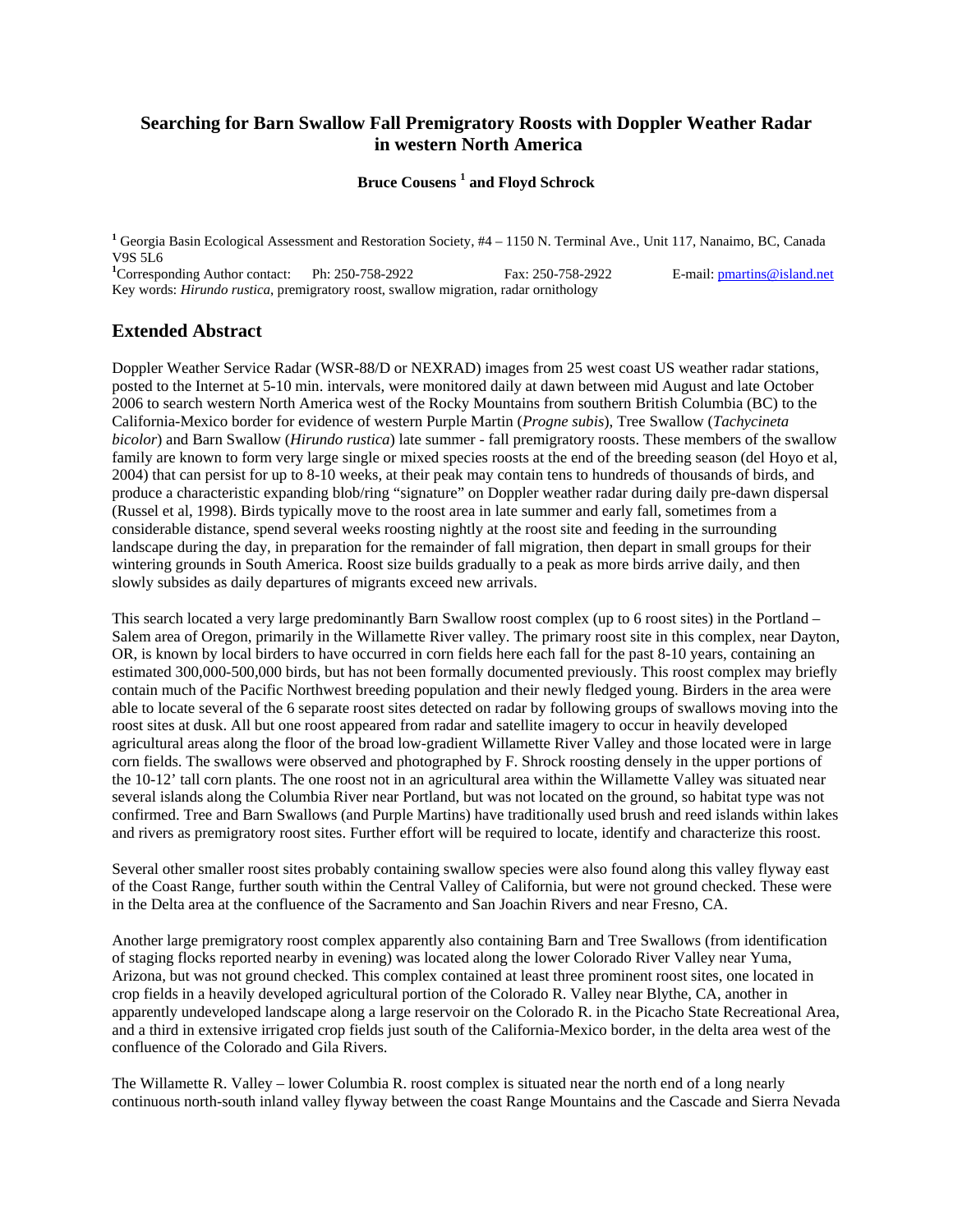# Searching for Barn Swallow Fall Premigratory Roosts with Doppler Weather Radar in western North America

**Bruce Cousens [1] and Floyd Schrock**

[1] Georgia Basin Ecological Assessment and Restoration Society, #4 – 1150 N. Terminal Ave., Unit 117, Nanaimo, BC, Canada V9S 5L6
[1]Corresponding Author contact: Ph: 250-758-2922 Fax: 250-758-2922 E-mail: pmartins@island.net
Key words: *Hirundo rustica*, premigratory roost, swallow migration, radar ornithology

## Extended Abstract

Doppler Weather Service Radar (WSR-88/D or NEXRAD) images from 25 west coast US weather radar stations, posted to the Internet at 5-10 min. intervals, were monitored daily at dawn between mid August and late October 2006 to search western North America west of the Rocky Mountains from southern British Columbia (BC) to the California-Mexico border for evidence of western Purple Martin (*Progne subis*), Tree Swallow (*Tachycineta bicolor*) and Barn Swallow (*Hirundo rustica*) late summer - fall premigratory roosts. These members of the swallow family are known to form very large single or mixed species roosts at the end of the breeding season (del Hoyo et al, 2004) that can persist for up to 8-10 weeks, at their peak may contain tens to hundreds of thousands of birds, and produce a characteristic expanding blob/ring "signature" on Doppler weather radar during daily pre-dawn dispersal (Russel et al, 1998). Birds typically move to the roost area in late summer and early fall, sometimes from a considerable distance, spend several weeks roosting nightly at the roost site and feeding in the surrounding landscape during the day, in preparation for the remainder of fall migration, then depart in small groups for their wintering grounds in South America. Roost size builds gradually to a peak as more birds arrive daily, and then slowly subsides as daily departures of migrants exceed new arrivals.

This search located a very large predominantly Barn Swallow roost complex (up to 6 roost sites) in the Portland – Salem area of Oregon, primarily in the Willamette River valley. The primary roost site in this complex, near Dayton, OR, is known by local birders to have occurred in corn fields here each fall for the past 8-10 years, containing an estimated 300,000-500,000 birds, but has not been formally documented previously. This roost complex may briefly contain much of the Pacific Northwest breeding population and their newly fledged young. Birders in the area were able to locate several of the 6 separate roost sites detected on radar by following groups of swallows moving into the roost sites at dusk. All but one roost appeared from radar and satellite imagery to occur in heavily developed agricultural areas along the floor of the broad low-gradient Willamette River Valley and those located were in large corn fields. The swallows were observed and photographed by F. Shrock roosting densely in the upper portions of the 10-12' tall corn plants. The one roost not in an agricultural area within the Willamette Valley was situated near several islands along the Columbia River near Portland, but was not located on the ground, so habitat type was not confirmed. Tree and Barn Swallows (and Purple Martins) have traditionally used brush and reed islands within lakes and rivers as premigratory roost sites. Further effort will be required to locate, identify and characterize this roost.

Several other smaller roost sites probably containing swallow species were also found along this valley flyway east of the Coast Range, further south within the Central Valley of California, but were not ground checked. These were in the Delta area at the confluence of the Sacramento and San Joachin Rivers and near Fresno, CA.

Another large premigratory roost complex apparently also containing Barn and Tree Swallows (from identification of staging flocks reported nearby in evening) was located along the lower Colorado River Valley near Yuma, Arizona, but was not ground checked. This complex contained at least three prominent roost sites, one located in crop fields in a heavily developed agricultural portion of the Colorado R. Valley near Blythe, CA, another in apparently undeveloped landscape along a large reservoir on the Colorado R. in the Picacho State Recreational Area, and a third in extensive irrigated crop fields just south of the California-Mexico border, in the delta area west of the confluence of the Colorado and Gila Rivers.

The Willamette R. Valley – lower Columbia R. roost complex is situated near the north end of a long nearly continuous north-south inland valley flyway between the coast Range Mountains and the Cascade and Sierra Nevada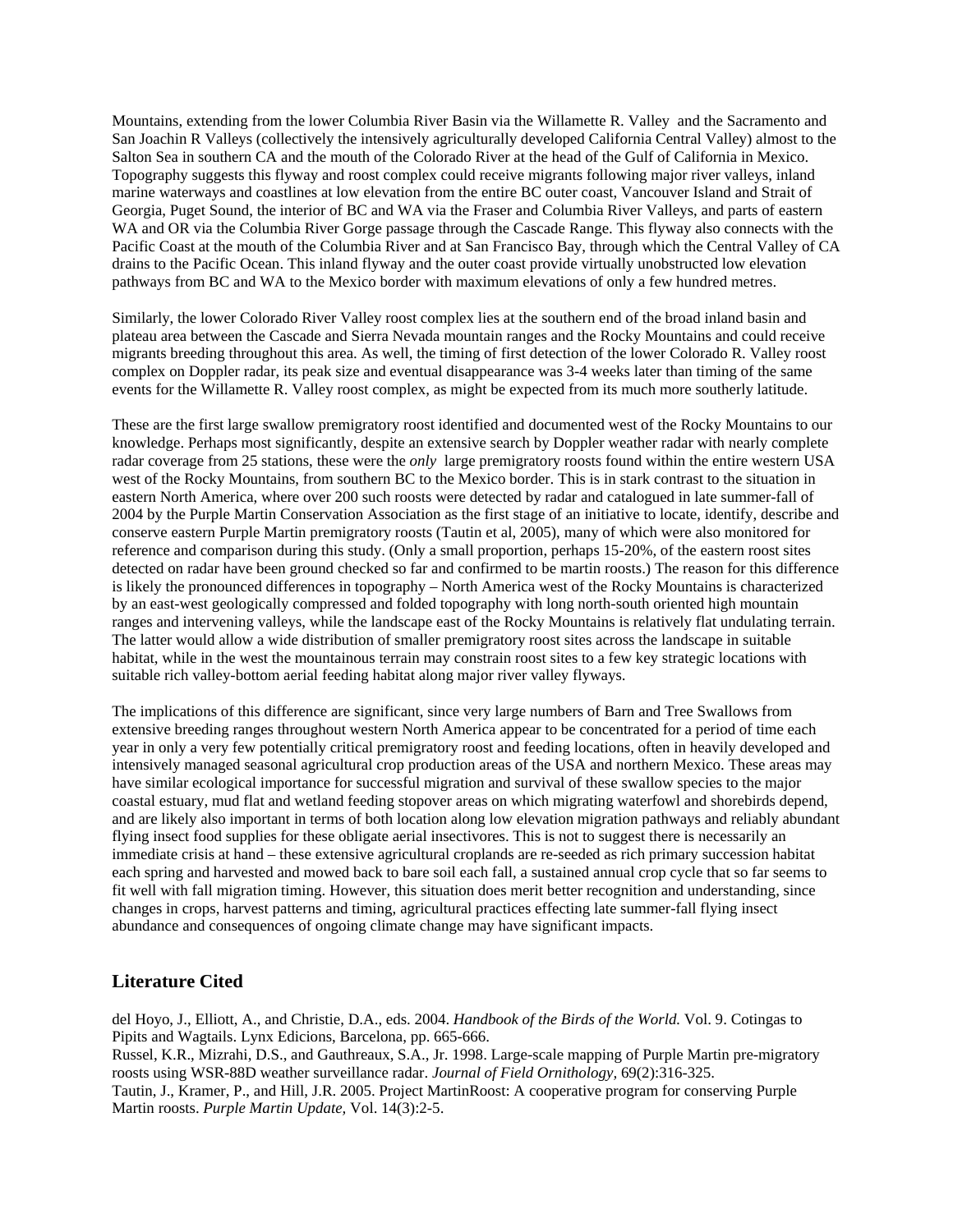Mountains, extending from the lower Columbia River Basin via the Willamette R. Valley and the Sacramento and San Joachin R Valleys (collectively the intensively agriculturally developed California Central Valley) almost to the Salton Sea in southern CA and the mouth of the Colorado River at the head of the Gulf of California in Mexico. Topography suggests this flyway and roost complex could receive migrants following major river valleys, inland marine waterways and coastlines at low elevation from the entire BC outer coast, Vancouver Island and Strait of Georgia, Puget Sound, the interior of BC and WA via the Fraser and Columbia River Valleys, and parts of eastern WA and OR via the Columbia River Gorge passage through the Cascade Range. This flyway also connects with the Pacific Coast at the mouth of the Columbia River and at San Francisco Bay, through which the Central Valley of CA drains to the Pacific Ocean. This inland flyway and the outer coast provide virtually unobstructed low elevation pathways from BC and WA to the Mexico border with maximum elevations of only a few hundred metres.

Similarly, the lower Colorado River Valley roost complex lies at the southern end of the broad inland basin and plateau area between the Cascade and Sierra Nevada mountain ranges and the Rocky Mountains and could receive migrants breeding throughout this area. As well, the timing of first detection of the lower Colorado R. Valley roost complex on Doppler radar, its peak size and eventual disappearance was 3-4 weeks later than timing of the same events for the Willamette R. Valley roost complex, as might be expected from its much more southerly latitude.

These are the first large swallow premigratory roost identified and documented west of the Rocky Mountains to our knowledge. Perhaps most significantly, despite an extensive search by Doppler weather radar with nearly complete radar coverage from 25 stations, these were the *only* large premigratory roosts found within the entire western USA west of the Rocky Mountains, from southern BC to the Mexico border. This is in stark contrast to the situation in eastern North America, where over 200 such roosts were detected by radar and catalogued in late summer-fall of 2004 by the Purple Martin Conservation Association as the first stage of an initiative to locate, identify, describe and conserve eastern Purple Martin premigratory roosts (Tautin et al, 2005), many of which were also monitored for reference and comparison during this study. (Only a small proportion, perhaps 15-20%, of the eastern roost sites detected on radar have been ground checked so far and confirmed to be martin roosts.) The reason for this difference is likely the pronounced differences in topography – North America west of the Rocky Mountains is characterized by an east-west geologically compressed and folded topography with long north-south oriented high mountain ranges and intervening valleys, while the landscape east of the Rocky Mountains is relatively flat undulating terrain. The latter would allow a wide distribution of smaller premigratory roost sites across the landscape in suitable habitat, while in the west the mountainous terrain may constrain roost sites to a few key strategic locations with suitable rich valley-bottom aerial feeding habitat along major river valley flyways.

The implications of this difference are significant, since very large numbers of Barn and Tree Swallows from extensive breeding ranges throughout western North America appear to be concentrated for a period of time each year in only a very few potentially critical premigratory roost and feeding locations, often in heavily developed and intensively managed seasonal agricultural crop production areas of the USA and northern Mexico. These areas may have similar ecological importance for successful migration and survival of these swallow species to the major coastal estuary, mud flat and wetland feeding stopover areas on which migrating waterfowl and shorebirds depend, and are likely also important in terms of both location along low elevation migration pathways and reliably abundant flying insect food supplies for these obligate aerial insectivores. This is not to suggest there is necessarily an immediate crisis at hand – these extensive agricultural croplands are re-seeded as rich primary succession habitat each spring and harvested and mowed back to bare soil each fall, a sustained annual crop cycle that so far seems to fit well with fall migration timing. However, this situation does merit better recognition and understanding, since changes in crops, harvest patterns and timing, agricultural practices effecting late summer-fall flying insect abundance and consequences of ongoing climate change may have significant impacts.

## Literature Cited

del Hoyo, J., Elliott, A., and Christie, D.A., eds. 2004. *Handbook of the Birds of the World.* Vol. 9. Cotingas to Pipits and Wagtails. Lynx Edicions, Barcelona, pp. 665-666.
Russel, K.R., Mizrahi, D.S., and Gauthreaux, S.A., Jr. 1998. Large-scale mapping of Purple Martin pre-migratory roosts using WSR-88D weather surveillance radar. *Journal of Field Ornithology,* 69(2):316-325.
Tautin, J., Kramer, P., and Hill, J.R. 2005. Project MartinRoost: A cooperative program for conserving Purple Martin roosts. *Purple Martin Update,* Vol. 14(3):2-5.